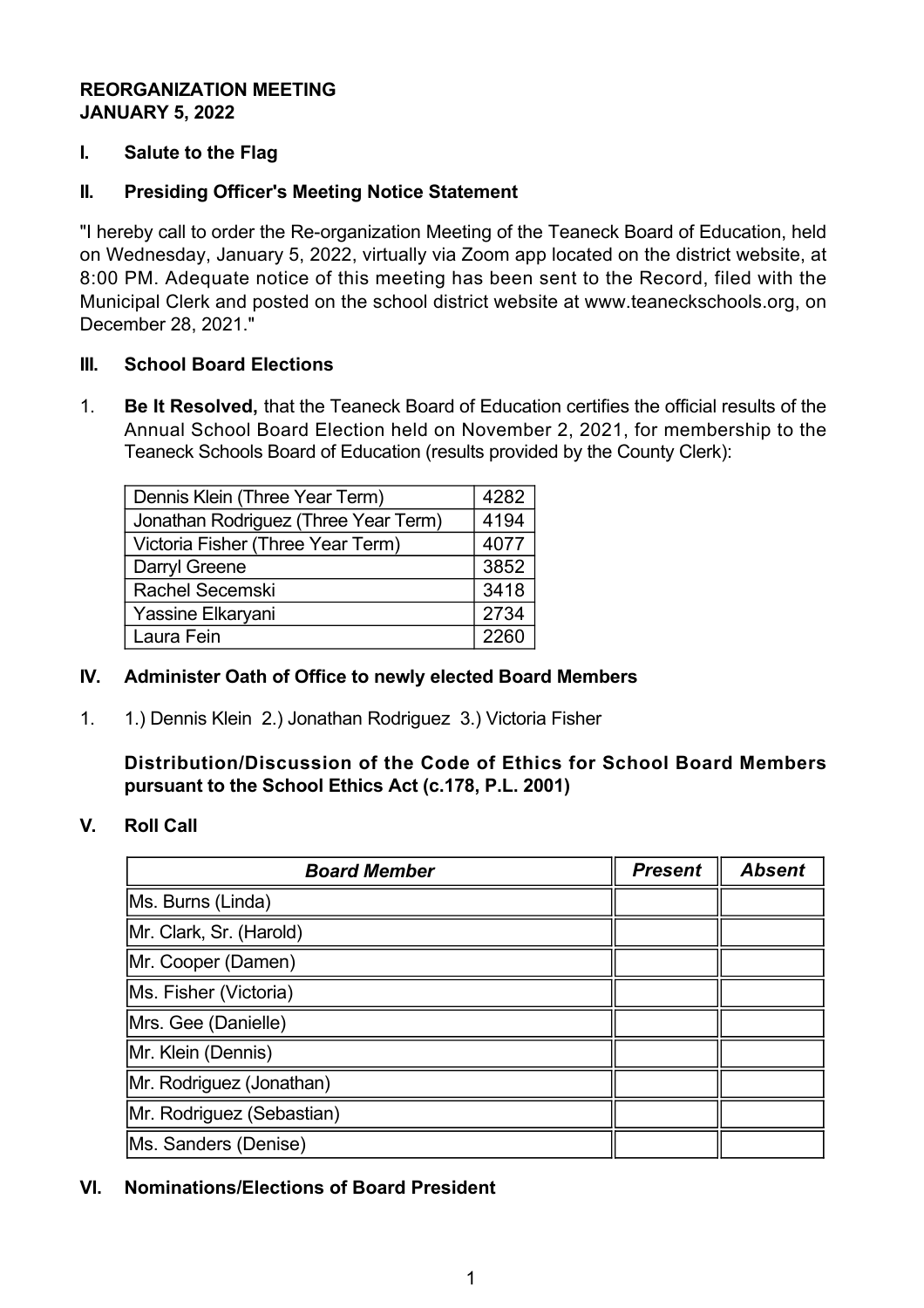**REORGANIZATION MEETING**
**JANUARY 5, 2022**

## I. Salute to the Flag

## II. Presiding Officer's Meeting Notice Statement

"I hereby call to order the Re-organization Meeting of the Teaneck Board of Education, held on Wednesday, January 5, 2022, virtually via Zoom app located on the district website, at 8:00 PM. Adequate notice of this meeting has been sent to the Record, filed with the Municipal Clerk and posted on the school district website at www.teaneckschools.org, on December 28, 2021."

## III. School Board Elections

1. **Be It Resolved,** that the Teaneck Board of Education certifies the official results of the Annual School Board Election held on November 2, 2021, for membership to the Teaneck Schools Board of Education (results provided by the County Clerk):

| Candidate | Votes |
|---|---|
| Dennis Klein (Three Year Term) | 4282 |
| Jonathan Rodriguez (Three Year Term) | 4194 |
| Victoria Fisher (Three Year Term) | 4077 |
| Darryl Greene | 3852 |
| Rachel Secemski | 3418 |
| Yassine Elkaryani | 2734 |
| Laura Fein | 2260 |

## IV. Administer Oath of Office to newly elected Board Members

1. 1.) Dennis Klein 2.) Jonathan Rodriguez 3.) Victoria Fisher

**Distribution/Discussion of the Code of Ethics for School Board Members pursuant to the School Ethics Act (c.178, P.L. 2001)**

## V. Roll Call

| *Board Member* | *Present* | *Absent* |
|---|---|---|
| Ms. Burns (Linda) | | |
| Mr. Clark, Sr. (Harold) | | |
| Mr. Cooper (Damen) | | |
| Ms. Fisher (Victoria) | | |
| Mrs. Gee (Danielle) | | |
| Mr. Klein (Dennis) | | |
| Mr. Rodriguez (Jonathan) | | |
| Mr. Rodriguez (Sebastian) | | |
| Ms. Sanders (Denise) | | |

## VI. Nominations/Elections of Board President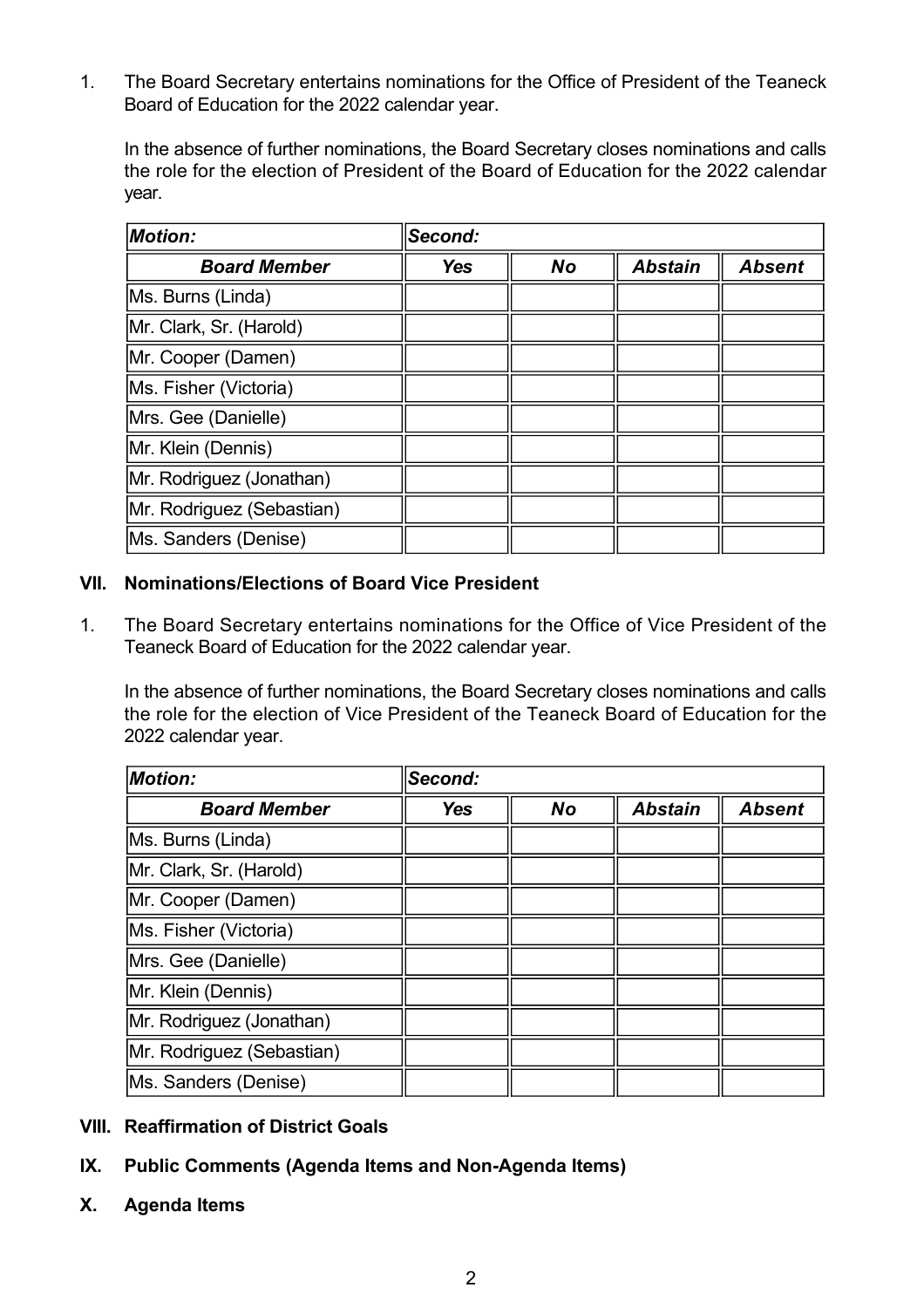1. The Board Secretary entertains nominations for the Office of President of the Teaneck Board of Education for the 2022 calendar year.

   In the absence of further nominations, the Board Secretary closes nominations and calls the role for the election of President of the Board of Education for the 2022 calendar year.

| ***Motion:*** | ***Second:*** | | | |
|---|---|---|---|---|
| ***Board Member*** | ***Yes*** | ***No*** | ***Abstain*** | ***Absent*** |
| Ms. Burns (Linda) | | | | |
| Mr. Clark, Sr. (Harold) | | | | |
| Mr. Cooper (Damen) | | | | |
| Ms. Fisher (Victoria) | | | | |
| Mrs. Gee (Danielle) | | | | |
| Mr. Klein (Dennis) | | | | |
| Mr. Rodriguez (Jonathan) | | | | |
| Mr. Rodriguez (Sebastian) | | | | |
| Ms. Sanders (Denise) | | | | |

## VII. Nominations/Elections of Board Vice President

1. The Board Secretary entertains nominations for the Office of Vice President of the Teaneck Board of Education for the 2022 calendar year.

   In the absence of further nominations, the Board Secretary closes nominations and calls the role for the election of Vice President of the Teaneck Board of Education for the 2022 calendar year.

| ***Motion:*** | ***Second:*** | | | |
|---|---|---|---|---|
| ***Board Member*** | ***Yes*** | ***No*** | ***Abstain*** | ***Absent*** |
| Ms. Burns (Linda) | | | | |
| Mr. Clark, Sr. (Harold) | | | | |
| Mr. Cooper (Damen) | | | | |
| Ms. Fisher (Victoria) | | | | |
| Mrs. Gee (Danielle) | | | | |
| Mr. Klein (Dennis) | | | | |
| Mr. Rodriguez (Jonathan) | | | | |
| Mr. Rodriguez (Sebastian) | | | | |
| Ms. Sanders (Denise) | | | | |

## VIII. Reaffirmation of District Goals

## IX. Public Comments (Agenda Items and Non-Agenda Items)

## X. Agenda Items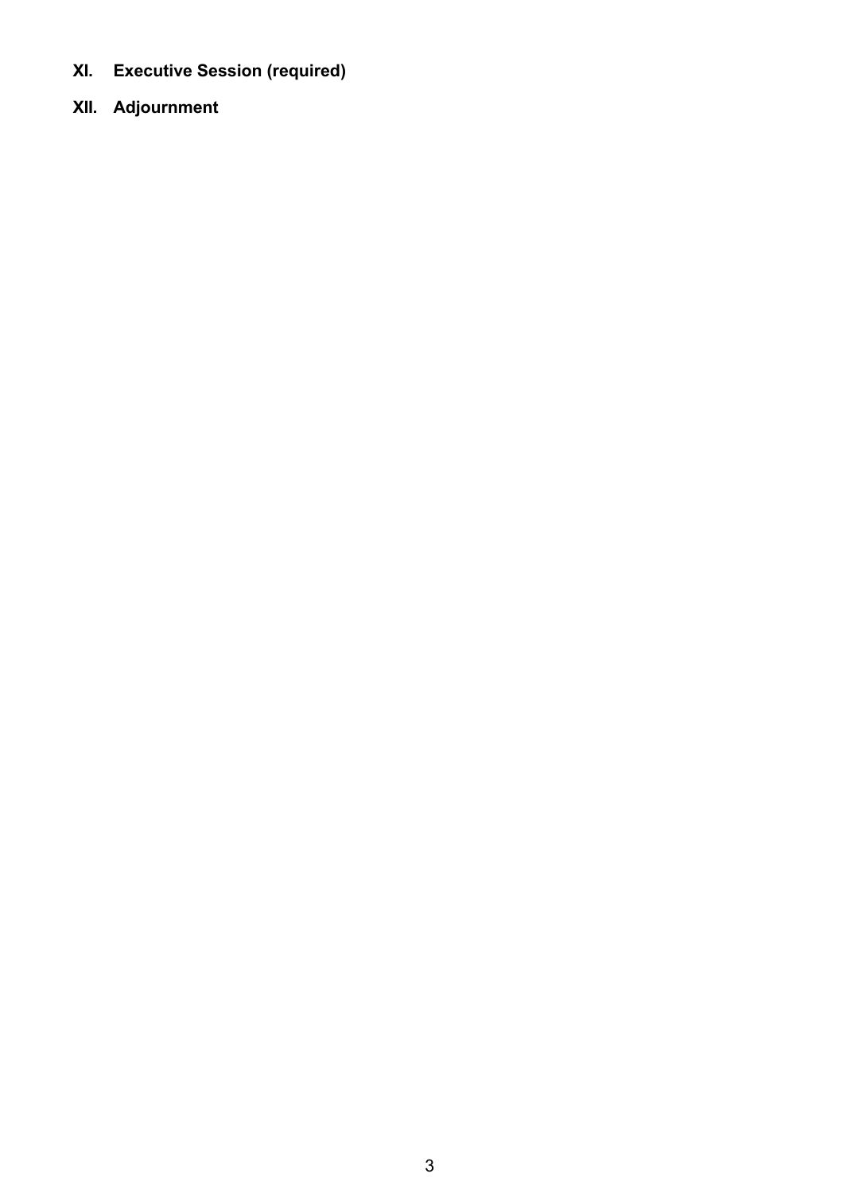**XI. Executive Session (required)**

**XII. Adjournment**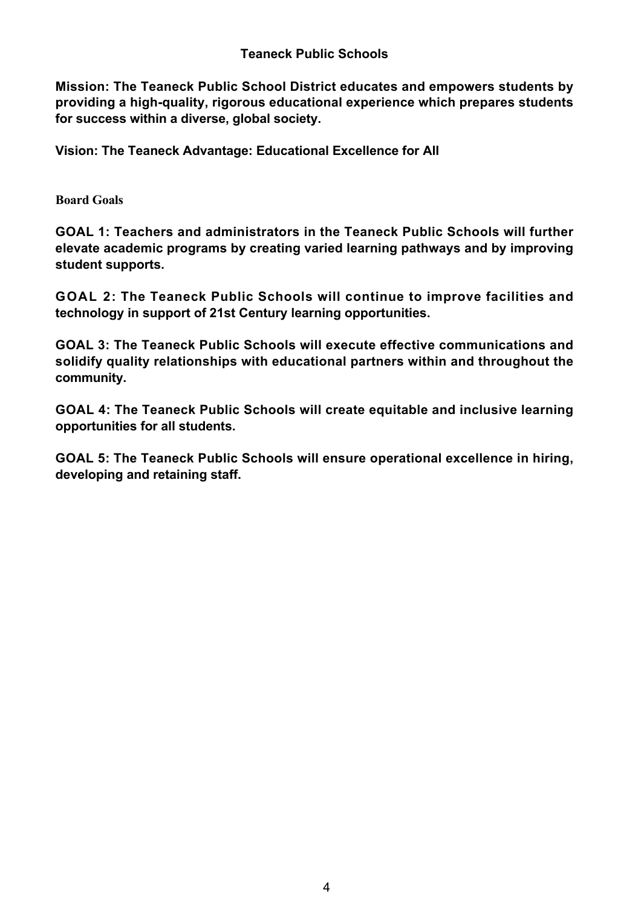# Teaneck Public Schools

**Mission: The Teaneck Public School District educates and empowers students by providing a high-quality, rigorous educational experience which prepares students for success within a diverse, global society.**

**Vision: The Teaneck Advantage: Educational Excellence for All**

## Board Goals

**GOAL 1: Teachers and administrators in the Teaneck Public Schools will further elevate academic programs by creating varied learning pathways and by improving student supports.**

**GOAL 2: The Teaneck Public Schools will continue to improve facilities and technology in support of 21st Century learning opportunities.**

**GOAL 3: The Teaneck Public Schools will execute effective communications and solidify quality relationships with educational partners within and throughout the community.**

**GOAL 4: The Teaneck Public Schools will create equitable and inclusive learning opportunities for all students.**

**GOAL 5: The Teaneck Public Schools will ensure operational excellence in hiring, developing and retaining staff.**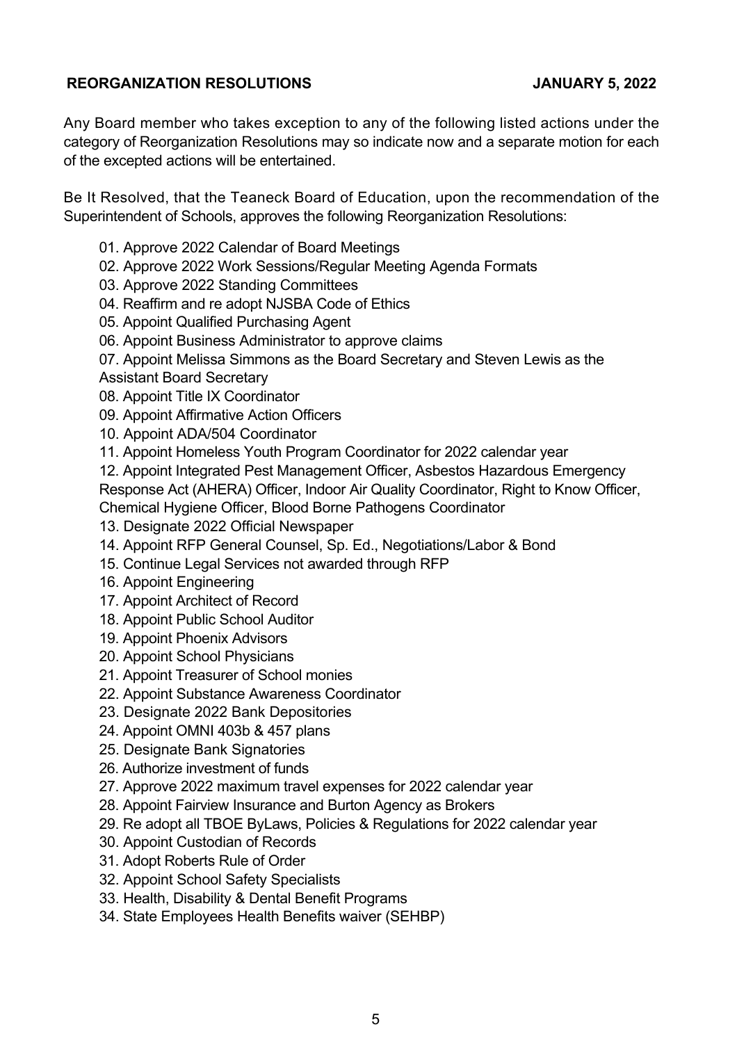**REORGANIZATION RESOLUTIONS** **JANUARY 5, 2022**

Any Board member who takes exception to any of the following listed actions under the category of Reorganization Resolutions may so indicate now and a separate motion for each of the excepted actions will be entertained.

Be It Resolved, that the Teaneck Board of Education, upon the recommendation of the Superintendent of Schools, approves the following Reorganization Resolutions:

01. Approve 2022 Calendar of Board Meetings
02. Approve 2022 Work Sessions/Regular Meeting Agenda Formats
03. Approve 2022 Standing Committees
04. Reaffirm and re adopt NJSBA Code of Ethics
05. Appoint Qualified Purchasing Agent
06. Appoint Business Administrator to approve claims
07. Appoint Melissa Simmons as the Board Secretary and Steven Lewis as the Assistant Board Secretary
08. Appoint Title IX Coordinator
09. Appoint Affirmative Action Officers
10. Appoint ADA/504 Coordinator
11. Appoint Homeless Youth Program Coordinator for 2022 calendar year
12. Appoint Integrated Pest Management Officer, Asbestos Hazardous Emergency Response Act (AHERA) Officer, Indoor Air Quality Coordinator, Right to Know Officer, Chemical Hygiene Officer, Blood Borne Pathogens Coordinator
13. Designate 2022 Official Newspaper
14. Appoint RFP General Counsel, Sp. Ed., Negotiations/Labor & Bond
15. Continue Legal Services not awarded through RFP
16. Appoint Engineering
17. Appoint Architect of Record
18. Appoint Public School Auditor
19. Appoint Phoenix Advisors
20. Appoint School Physicians
21. Appoint Treasurer of School monies
22. Appoint Substance Awareness Coordinator
23. Designate 2022 Bank Depositories
24. Appoint OMNI 403b & 457 plans
25. Designate Bank Signatories
26. Authorize investment of funds
27. Approve 2022 maximum travel expenses for 2022 calendar year
28. Appoint Fairview Insurance and Burton Agency as Brokers
29. Re adopt all TBOE ByLaws, Policies & Regulations for 2022 calendar year
30. Appoint Custodian of Records
31. Adopt Roberts Rule of Order
32. Appoint School Safety Specialists
33. Health, Disability & Dental Benefit Programs
34. State Employees Health Benefits waiver (SEHBP)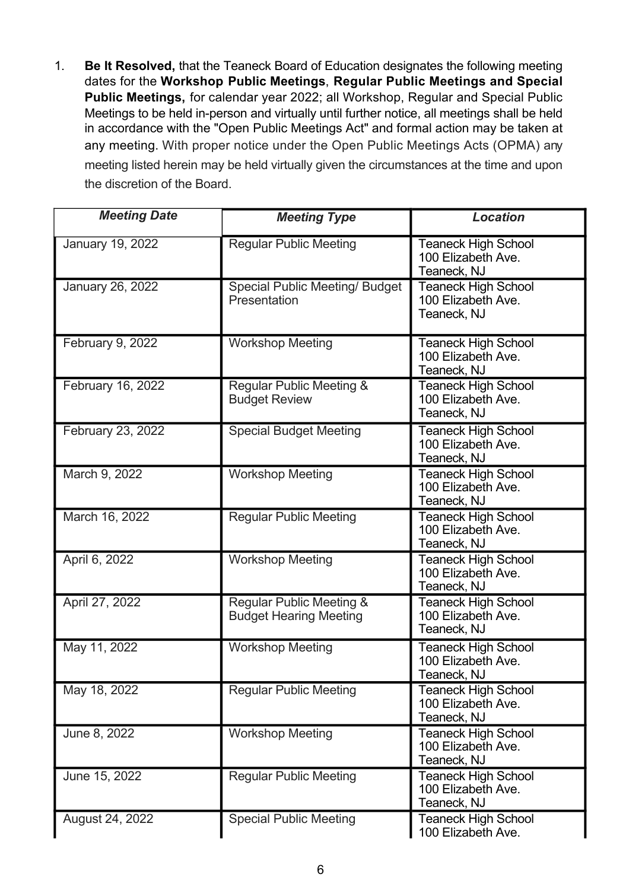1. **Be It Resolved,** that the Teaneck Board of Education designates the following meeting dates for the **Workshop Public Meetings**, **Regular Public Meetings and Special Public Meetings,** for calendar year 2022; all Workshop, Regular and Special Public Meetings to be held in-person and virtually until further notice, all meetings shall be held in accordance with the "Open Public Meetings Act" and formal action may be taken at any meeting. With proper notice under the Open Public Meetings Acts (OPMA) any meeting listed herein may be held virtually given the circumstances at the time and upon the discretion of the Board.

| ***Meeting Date*** | ***Meeting Type*** | ***Location*** |
|---|---|---|
| January 19, 2022 | Regular Public Meeting | Teaneck High School 100 Elizabeth Ave. Teaneck, NJ |
| January 26, 2022 | Special Public Meeting/ Budget Presentation | Teaneck High School 100 Elizabeth Ave. Teaneck, NJ |
| February 9, 2022 | Workshop Meeting | Teaneck High School 100 Elizabeth Ave. Teaneck, NJ |
| February 16, 2022 | Regular Public Meeting & Budget Review | Teaneck High School 100 Elizabeth Ave. Teaneck, NJ |
| February 23, 2022 | Special Budget Meeting | Teaneck High School 100 Elizabeth Ave. Teaneck, NJ |
| March 9, 2022 | Workshop Meeting | Teaneck High School 100 Elizabeth Ave. Teaneck, NJ |
| March 16, 2022 | Regular Public Meeting | Teaneck High School 100 Elizabeth Ave. Teaneck, NJ |
| April 6, 2022 | Workshop Meeting | Teaneck High School 100 Elizabeth Ave. Teaneck, NJ |
| April 27, 2022 | Regular Public Meeting & Budget Hearing Meeting | Teaneck High School 100 Elizabeth Ave. Teaneck, NJ |
| May 11, 2022 | Workshop Meeting | Teaneck High School 100 Elizabeth Ave. Teaneck, NJ |
| May 18, 2022 | Regular Public Meeting | Teaneck High School 100 Elizabeth Ave. Teaneck, NJ |
| June 8, 2022 | Workshop Meeting | Teaneck High School 100 Elizabeth Ave. Teaneck, NJ |
| June 15, 2022 | Regular Public Meeting | Teaneck High School 100 Elizabeth Ave. Teaneck, NJ |
| August 24, 2022 | Special Public Meeting | Teaneck High School 100 Elizabeth Ave. |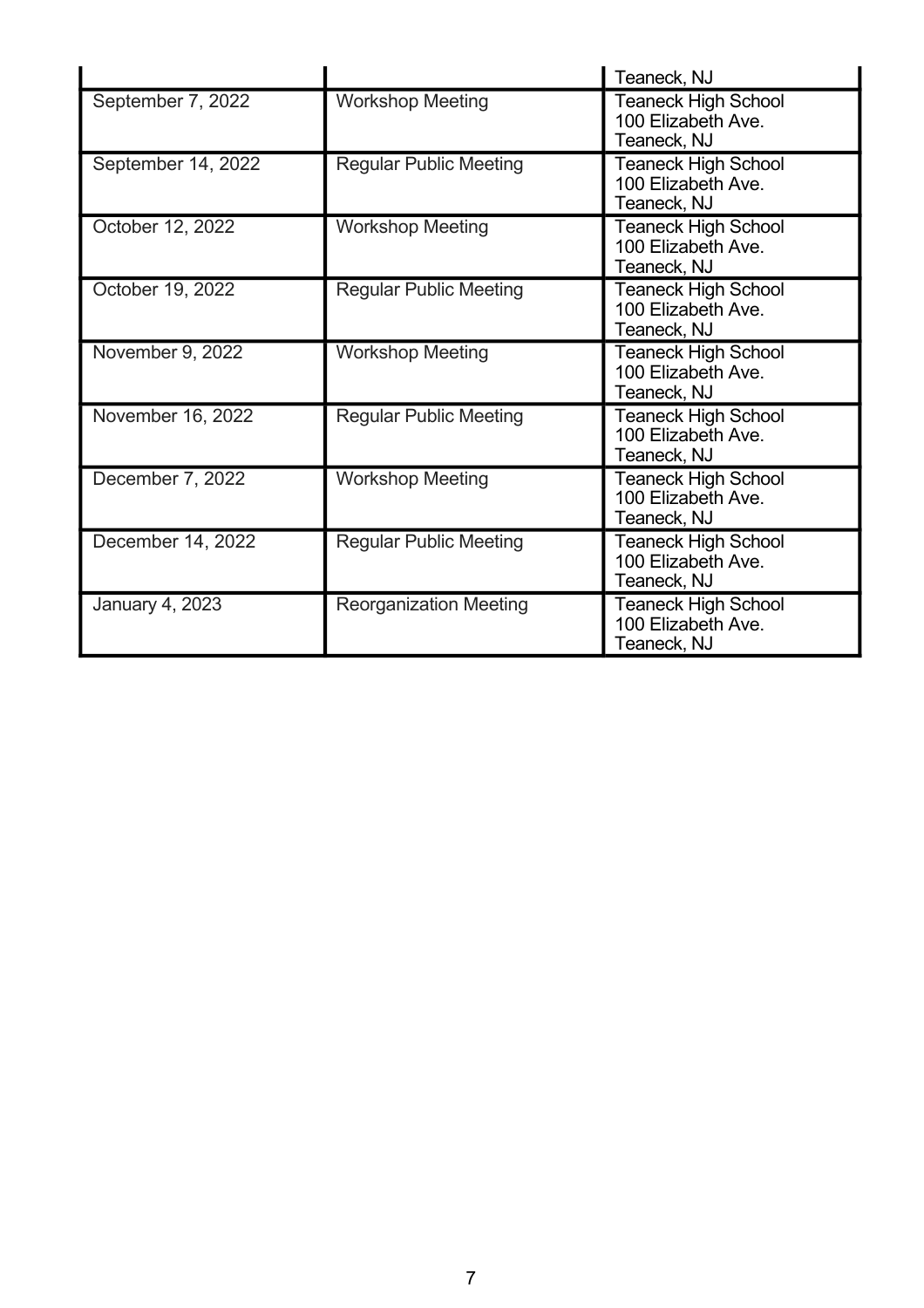| | | Teaneck, NJ |
|---|---|---|
| September 7, 2022 | Workshop Meeting | Teaneck High School<br>100 Elizabeth Ave.<br>Teaneck, NJ |
| September 14, 2022 | Regular Public Meeting | Teaneck High School<br>100 Elizabeth Ave.<br>Teaneck, NJ |
| October 12, 2022 | Workshop Meeting | Teaneck High School<br>100 Elizabeth Ave.<br>Teaneck, NJ |
| October 19, 2022 | Regular Public Meeting | Teaneck High School<br>100 Elizabeth Ave.<br>Teaneck, NJ |
| November 9, 2022 | Workshop Meeting | Teaneck High School<br>100 Elizabeth Ave.<br>Teaneck, NJ |
| November 16, 2022 | Regular Public Meeting | Teaneck High School<br>100 Elizabeth Ave.<br>Teaneck, NJ |
| December 7, 2022 | Workshop Meeting | Teaneck High School<br>100 Elizabeth Ave.<br>Teaneck, NJ |
| December 14, 2022 | Regular Public Meeting | Teaneck High School<br>100 Elizabeth Ave.<br>Teaneck, NJ |
| January 4, 2023 | Reorganization Meeting | Teaneck High School<br>100 Elizabeth Ave.<br>Teaneck, NJ |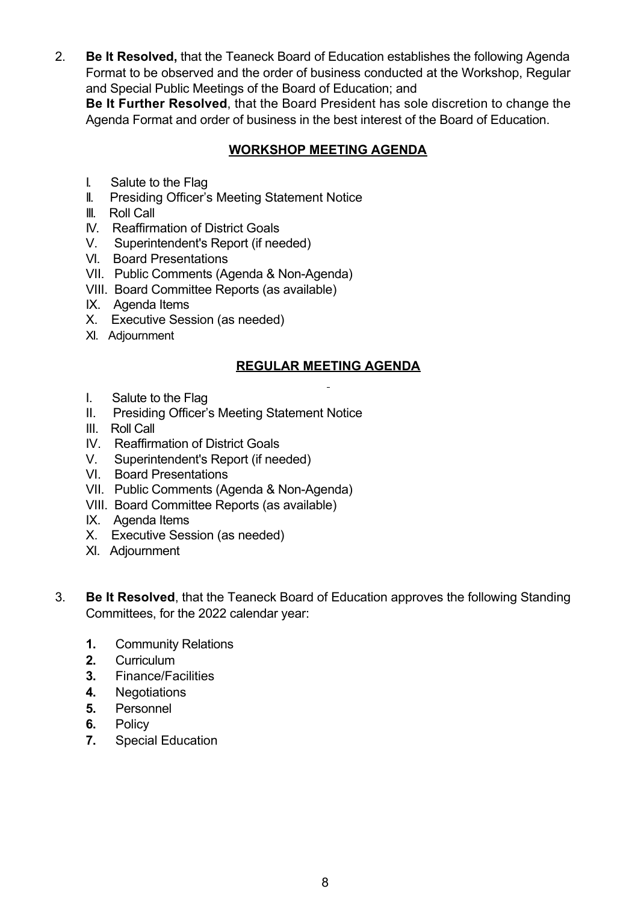2. **Be It Resolved,** that the Teaneck Board of Education establishes the following Agenda Format to be observed and the order of business conducted at the Workshop, Regular and Special Public Meetings of the Board of Education; and
**Be It Further Resolved**, that the Board President has sole discretion to change the Agenda Format and order of business in the best interest of the Board of Education.

**WORKSHOP MEETING AGENDA**

I. Salute to the Flag
II. Presiding Officer's Meeting Statement Notice
III. Roll Call
IV. Reaffirmation of District Goals
V. Superintendent's Report (if needed)
VI. Board Presentations
VII. Public Comments (Agenda & Non-Agenda)
VIII. Board Committee Reports (as available)
IX. Agenda Items
X. Executive Session (as needed)
XI. Adjournment

**REGULAR MEETING AGENDA**

I. Salute to the Flag
II. Presiding Officer's Meeting Statement Notice
III. Roll Call
IV. Reaffirmation of District Goals
V. Superintendent's Report (if needed)
VI. Board Presentations
VII. Public Comments (Agenda & Non-Agenda)
VIII. Board Committee Reports (as available)
IX. Agenda Items
X. Executive Session (as needed)
XI. Adjournment

3. **Be It Resolved**, that the Teaneck Board of Education approves the following Standing Committees, for the 2022 calendar year:

   **1.** Community Relations
   **2.** Curriculum
   **3.** Finance/Facilities
   **4.** Negotiations
   **5.** Personnel
   **6.** Policy
   **7.** Special Education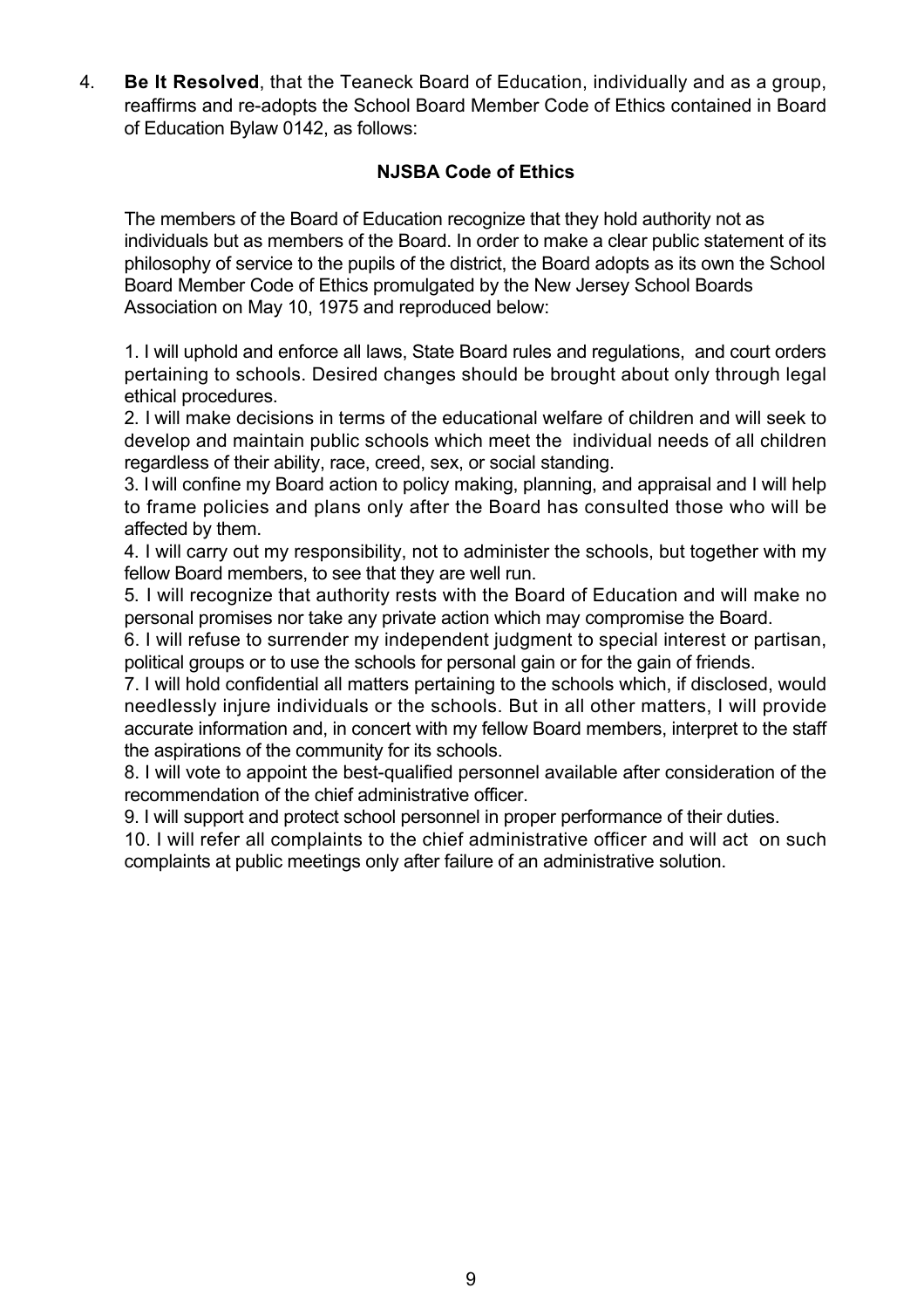4. **Be It Resolved**, that the Teaneck Board of Education, individually and as a group, reaffirms and re-adopts the School Board Member Code of Ethics contained in Board of Education Bylaw 0142, as follows:

**NJSBA Code of Ethics**

The members of the Board of Education recognize that they hold authority not as individuals but as members of the Board. In order to make a clear public statement of its philosophy of service to the pupils of the district, the Board adopts as its own the School Board Member Code of Ethics promulgated by the New Jersey School Boards Association on May 10, 1975 and reproduced below:

1. I will uphold and enforce all laws, State Board rules and regulations, and court orders pertaining to schools. Desired changes should be brought about only through legal ethical procedures.
2. I will make decisions in terms of the educational welfare of children and will seek to develop and maintain public schools which meet the individual needs of all children regardless of their ability, race, creed, sex, or social standing.
3. I will confine my Board action to policy making, planning, and appraisal and I will help to frame policies and plans only after the Board has consulted those who will be affected by them.
4. I will carry out my responsibility, not to administer the schools, but together with my fellow Board members, to see that they are well run.
5. I will recognize that authority rests with the Board of Education and will make no personal promises nor take any private action which may compromise the Board.
6. I will refuse to surrender my independent judgment to special interest or partisan, political groups or to use the schools for personal gain or for the gain of friends.
7. I will hold confidential all matters pertaining to the schools which, if disclosed, would needlessly injure individuals or the schools. But in all other matters, I will provide accurate information and, in concert with my fellow Board members, interpret to the staff the aspirations of the community for its schools.
8. I will vote to appoint the best-qualified personnel available after consideration of the recommendation of the chief administrative officer.
9. I will support and protect school personnel in proper performance of their duties.
10. I will refer all complaints to the chief administrative officer and will act on such complaints at public meetings only after failure of an administrative solution.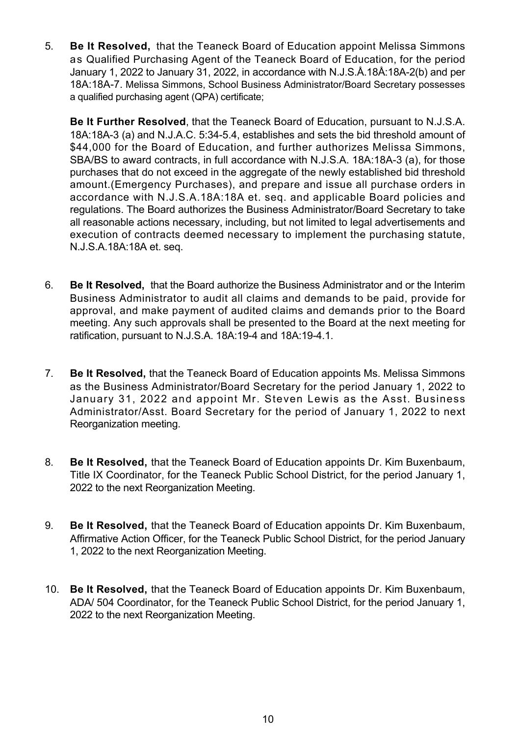5. **Be It Resolved,** that the Teaneck Board of Education appoint Melissa Simmons as Qualified Purchasing Agent of the Teaneck Board of Education, for the period January 1, 2022 to January 31, 2022, in accordance with N.J.S.Å.18Å:18A-2(b) and per 18A:18A-7. Melissa Simmons, School Business Administrator/Board Secretary possesses a qualified purchasing agent (QPA) certificate;

   **Be It Further Resolved**, that the Teaneck Board of Education, pursuant to N.J.S.A. 18A:18A-3 (a) and N.J.A.C. 5:34-5.4, establishes and sets the bid threshold amount of $44,000 for the Board of Education, and further authorizes Melissa Simmons, SBA/BS to award contracts, in full accordance with N.J.S.A. 18A:18A-3 (a), for those purchases that do not exceed in the aggregate of the newly established bid threshold amount.(Emergency Purchases), and prepare and issue all purchase orders in accordance with N.J.S.A.18A:18A et. seq. and applicable Board policies and regulations. The Board authorizes the Business Administrator/Board Secretary to take all reasonable actions necessary, including, but not limited to legal advertisements and execution of contracts deemed necessary to implement the purchasing statute, N.J.S.A.18A:18A et. seq.

6. **Be It Resolved,** that the Board authorize the Business Administrator and or the Interim Business Administrator to audit all claims and demands to be paid, provide for approval, and make payment of audited claims and demands prior to the Board meeting. Any such approvals shall be presented to the Board at the next meeting for ratification, pursuant to N.J.S.A. 18A:19-4 and 18A:19-4.1.

7. **Be It Resolved,** that the Teaneck Board of Education appoints Ms. Melissa Simmons as the Business Administrator/Board Secretary for the period January 1, 2022 to January 31, 2022 and appoint Mr. Steven Lewis as the Asst. Business Administrator/Asst. Board Secretary for the period of January 1, 2022 to next Reorganization meeting.

8. **Be It Resolved,** that the Teaneck Board of Education appoints Dr. Kim Buxenbaum, Title IX Coordinator, for the Teaneck Public School District, for the period January 1, 2022 to the next Reorganization Meeting.

9. **Be It Resolved,** that the Teaneck Board of Education appoints Dr. Kim Buxenbaum, Affirmative Action Officer, for the Teaneck Public School District, for the period January 1, 2022 to the next Reorganization Meeting.

10. **Be It Resolved,** that the Teaneck Board of Education appoints Dr. Kim Buxenbaum, ADA/ 504 Coordinator, for the Teaneck Public School District, for the period January 1, 2022 to the next Reorganization Meeting.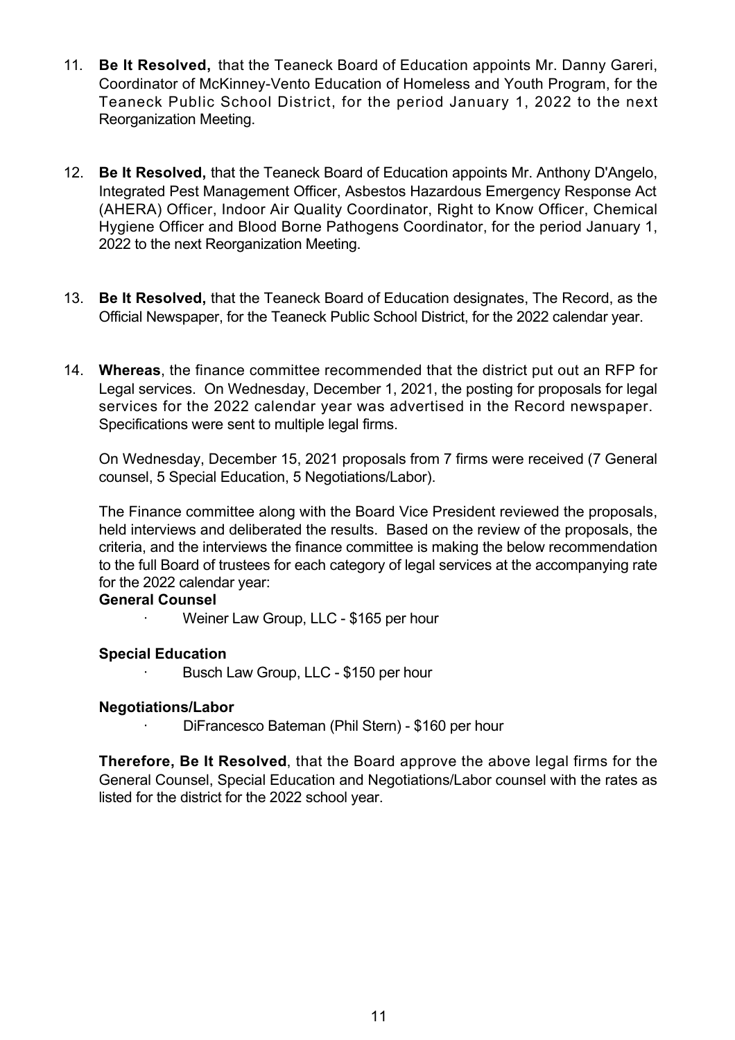11. **Be It Resolved,** that the Teaneck Board of Education appoints Mr. Danny Gareri, Coordinator of McKinney-Vento Education of Homeless and Youth Program, for the Teaneck Public School District, for the period January 1, 2022 to the next Reorganization Meeting.

12. **Be It Resolved,** that the Teaneck Board of Education appoints Mr. Anthony D'Angelo, Integrated Pest Management Officer, Asbestos Hazardous Emergency Response Act (AHERA) Officer, Indoor Air Quality Coordinator, Right to Know Officer, Chemical Hygiene Officer and Blood Borne Pathogens Coordinator, for the period January 1, 2022 to the next Reorganization Meeting.

13. **Be It Resolved,** that the Teaneck Board of Education designates, The Record, as the Official Newspaper, for the Teaneck Public School District, for the 2022 calendar year.

14. **Whereas**, the finance committee recommended that the district put out an RFP for Legal services. On Wednesday, December 1, 2021, the posting for proposals for legal services for the 2022 calendar year was advertised in the Record newspaper. Specifications were sent to multiple legal firms.

    On Wednesday, December 15, 2021 proposals from 7 firms were received (7 General counsel, 5 Special Education, 5 Negotiations/Labor).

    The Finance committee along with the Board Vice President reviewed the proposals, held interviews and deliberated the results. Based on the review of the proposals, the criteria, and the interviews the finance committee is making the below recommendation to the full Board of trustees for each category of legal services at the accompanying rate for the 2022 calendar year:

    **General Counsel**

    - Weiner Law Group, LLC - $165 per hour

    **Special Education**

    - Busch Law Group, LLC - $150 per hour

    **Negotiations/Labor**

    - DiFrancesco Bateman (Phil Stern) - $160 per hour

    **Therefore, Be It Resolved**, that the Board approve the above legal firms for the General Counsel, Special Education and Negotiations/Labor counsel with the rates as listed for the district for the 2022 school year.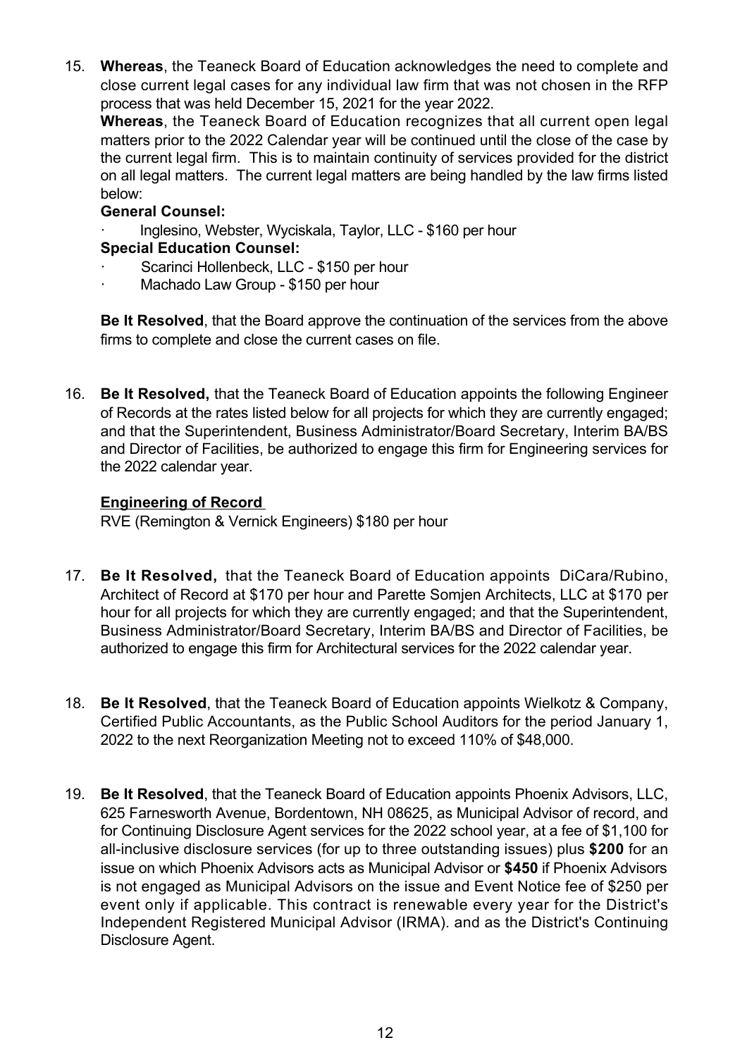15. **Whereas**, the Teaneck Board of Education acknowledges the need to complete and close current legal cases for any individual law firm that was not chosen in the RFP process that was held December 15, 2021 for the year 2022.

    **Whereas**, the Teaneck Board of Education recognizes that all current open legal matters prior to the 2022 Calendar year will be continued until the close of the case by the current legal firm. This is to maintain continuity of services provided for the district on all legal matters. The current legal matters are being handled by the law firms listed below:

    **General Counsel:**

    - Inglesino, Webster, Wyciskala, Taylor, LLC - $160 per hour

    **Special Education Counsel:**

    - Scarinci Hollenbeck, LLC - $150 per hour
    - Machado Law Group - $150 per hour

    **Be It Resolved**, that the Board approve the continuation of the services from the above firms to complete and close the current cases on file.

16. **Be It Resolved,** that the Teaneck Board of Education appoints the following Engineer of Records at the rates listed below for all projects for which they are currently engaged; and that the Superintendent, Business Administrator/Board Secretary, Interim BA/BS and Director of Facilities, be authorized to engage this firm for Engineering services for the 2022 calendar year.

    **Engineering of Record**

    RVE (Remington & Vernick Engineers) $180 per hour

17. **Be It Resolved,** that the Teaneck Board of Education appoints DiCara/Rubino, Architect of Record at $170 per hour and Parette Somjen Architects, LLC at $170 per hour for all projects for which they are currently engaged; and that the Superintendent, Business Administrator/Board Secretary, Interim BA/BS and Director of Facilities, be authorized to engage this firm for Architectural services for the 2022 calendar year.

18. **Be It Resolved**, that the Teaneck Board of Education appoints Wielkotz & Company, Certified Public Accountants, as the Public School Auditors for the period January 1, 2022 to the next Reorganization Meeting not to exceed 110% of $48,000.

19. **Be It Resolved**, that the Teaneck Board of Education appoints Phoenix Advisors, LLC, 625 Farnesworth Avenue, Bordentown, NH 08625, as Municipal Advisor of record, and for Continuing Disclosure Agent services for the 2022 school year, at a fee of $1,100 for all-inclusive disclosure services (for up to three outstanding issues) plus **$200** for an issue on which Phoenix Advisors acts as Municipal Advisor or **$450** if Phoenix Advisors is not engaged as Municipal Advisors on the issue and Event Notice fee of $250 per event only if applicable. This contract is renewable every year for the District's Independent Registered Municipal Advisor (IRMA). and as the District's Continuing Disclosure Agent.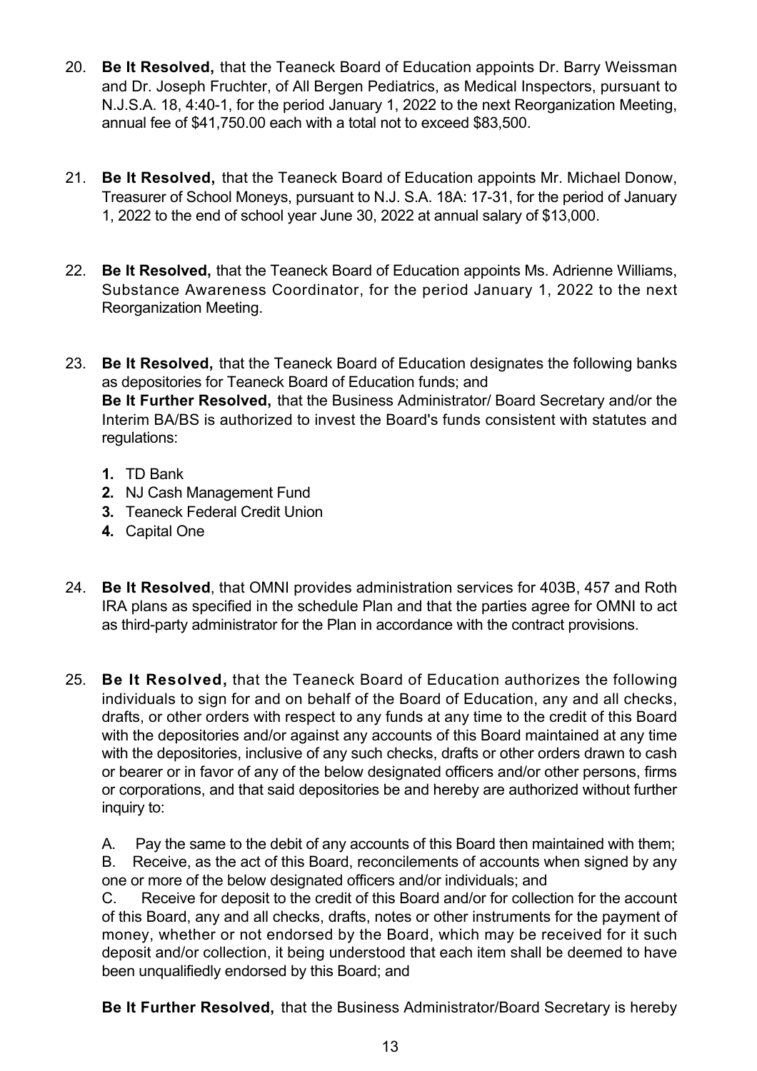20. **Be It Resolved,** that the Teaneck Board of Education appoints Dr. Barry Weissman and Dr. Joseph Fruchter, of All Bergen Pediatrics, as Medical Inspectors, pursuant to N.J.S.A. 18, 4:40-1, for the period January 1, 2022 to the next Reorganization Meeting, annual fee of $41,750.00 each with a total not to exceed $83,500.

21. **Be It Resolved,** that the Teaneck Board of Education appoints Mr. Michael Donow, Treasurer of School Moneys, pursuant to N.J. S.A. 18A: 17-31, for the period of January 1, 2022 to the end of school year June 30, 2022 at annual salary of $13,000.

22. **Be It Resolved,** that the Teaneck Board of Education appoints Ms. Adrienne Williams, Substance Awareness Coordinator, for the period January 1, 2022 to the next Reorganization Meeting.

23. **Be It Resolved,** that the Teaneck Board of Education designates the following banks as depositories for Teaneck Board of Education funds; and
    **Be It Further Resolved,** that the Business Administrator/ Board Secretary and/or the Interim BA/BS is authorized to invest the Board's funds consistent with statutes and regulations:

    1. TD Bank
    2. NJ Cash Management Fund
    3. Teaneck Federal Credit Union
    4. Capital One

24. **Be It Resolved**, that OMNI provides administration services for 403B, 457 and Roth IRA plans as specified in the schedule Plan and that the parties agree for OMNI to act as third-party administrator for the Plan in accordance with the contract provisions.

25. **Be It Resolved,** that the Teaneck Board of Education authorizes the following individuals to sign for and on behalf of the Board of Education, any and all checks, drafts, or other orders with respect to any funds at any time to the credit of this Board with the depositories and/or against any accounts of this Board maintained at any time with the depositories, inclusive of any such checks, drafts or other orders drawn to cash or bearer or in favor of any of the below designated officers and/or other persons, firms or corporations, and that said depositories be and hereby are authorized without further inquiry to:

    A. Pay the same to the debit of any accounts of this Board then maintained with them;
    B. Receive, as the act of this Board, reconcilements of accounts when signed by any one or more of the below designated officers and/or individuals; and
    C. Receive for deposit to the credit of this Board and/or for collection for the account of this Board, any and all checks, drafts, notes or other instruments for the payment of money, whether or not endorsed by the Board, which may be received for it such deposit and/or collection, it being understood that each item shall be deemed to have been unqualifiedly endorsed by this Board; and

    **Be It Further Resolved,** that the Business Administrator/Board Secretary is hereby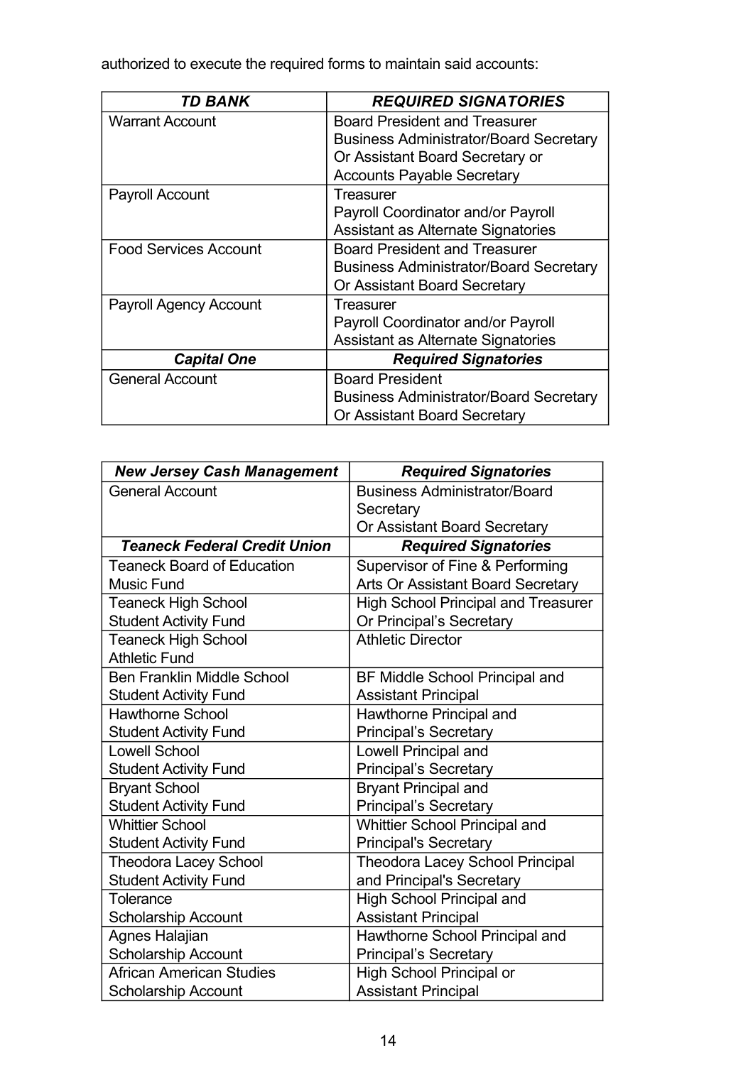authorized to execute the required forms to maintain said accounts:

| ***TD BANK*** | ***REQUIRED SIGNATORIES*** |
|---|---|
| Warrant Account | Board President and Treasurer<br>Business Administrator/Board Secretary<br>Or Assistant Board Secretary or<br>Accounts Payable Secretary |
| Payroll Account | Treasurer<br>Payroll Coordinator and/or Payroll<br>Assistant as Alternate Signatories |
| Food Services Account | Board President and Treasurer<br>Business Administrator/Board Secretary<br>Or Assistant Board Secretary |
| Payroll Agency Account | Treasurer<br>Payroll Coordinator and/or Payroll<br>Assistant as Alternate Signatories |
| ***Capital One*** | ***Required Signatories*** |
| General Account | Board President<br>Business Administrator/Board Secretary<br>Or Assistant Board Secretary |

| ***New Jersey Cash Management*** | ***Required Signatories*** |
|---|---|
| General Account | Business Administrator/Board Secretary<br>Or Assistant Board Secretary |
| ***Teaneck Federal Credit Union*** | ***Required Signatories*** |
| Teaneck Board of Education Music Fund | Supervisor of Fine & Performing Arts Or Assistant Board Secretary |
| Teaneck High School Student Activity Fund | High School Principal and Treasurer Or Principal's Secretary |
| Teaneck High School Athletic Fund | Athletic Director |
| Ben Franklin Middle School Student Activity Fund | BF Middle School Principal and Assistant Principal |
| Hawthorne School Student Activity Fund | Hawthorne Principal and Principal's Secretary |
| Lowell School Student Activity Fund | Lowell Principal and Principal's Secretary |
| Bryant School Student Activity Fund | Bryant Principal and Principal's Secretary |
| Whittier School Student Activity Fund | Whittier School Principal and Principal's Secretary |
| Theodora Lacey School Student Activity Fund | Theodora Lacey School Principal and Principal's Secretary |
| Tolerance Scholarship Account | High School Principal and Assistant Principal |
| Agnes Halajian Scholarship Account | Hawthorne School Principal and Principal's Secretary |
| African American Studies Scholarship Account | High School Principal or Assistant Principal |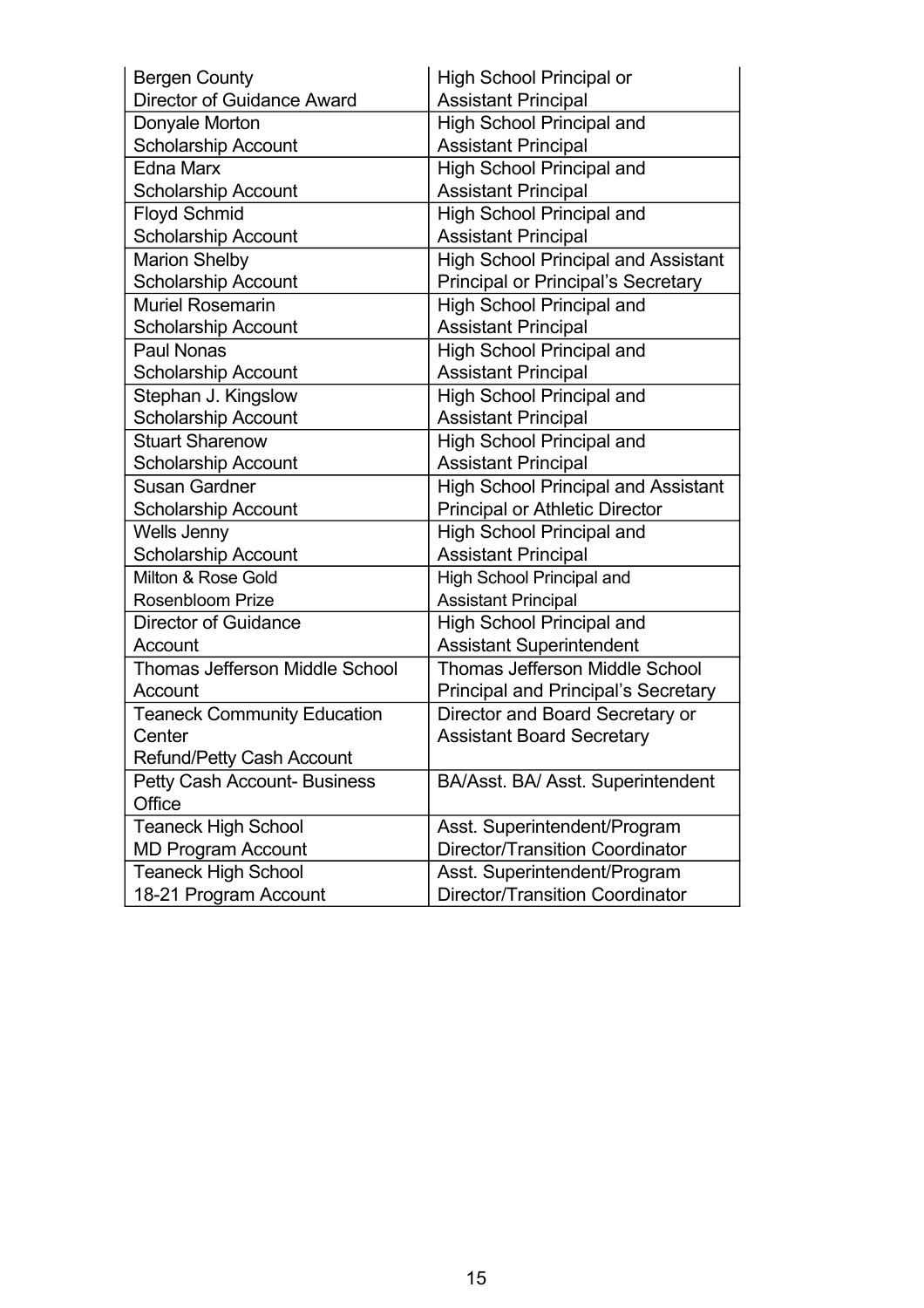| Bergen County Director of Guidance Award | High School Principal or Assistant Principal |
|---|---|
| Donyale Morton Scholarship Account | High School Principal and Assistant Principal |
| Edna Marx Scholarship Account | High School Principal and Assistant Principal |
| Floyd Schmid Scholarship Account | High School Principal and Assistant Principal |
| Marion Shelby Scholarship Account | High School Principal and Assistant Principal or Principal's Secretary |
| Muriel Rosemarin Scholarship Account | High School Principal and Assistant Principal |
| Paul Nonas Scholarship Account | High School Principal and Assistant Principal |
| Stephan J. Kingslow Scholarship Account | High School Principal and Assistant Principal |
| Stuart Sharenow Scholarship Account | High School Principal and Assistant Principal |
| Susan Gardner Scholarship Account | High School Principal and Assistant Principal or Athletic Director |
| Wells Jenny Scholarship Account | High School Principal and Assistant Principal |
| Milton & Rose Gold Rosenbloom Prize | High School Principal and Assistant Principal |
| Director of Guidance Account | High School Principal and Assistant Superintendent |
| Thomas Jefferson Middle School Account | Thomas Jefferson Middle School Principal and Principal's Secretary |
| Teaneck Community Education Center Refund/Petty Cash Account | Director and Board Secretary or Assistant Board Secretary |
| Petty Cash Account- Business Office | BA/Asst. BA/ Asst. Superintendent |
| Teaneck High School MD Program Account | Asst. Superintendent/Program Director/Transition Coordinator |
| Teaneck High School 18-21 Program Account | Asst. Superintendent/Program Director/Transition Coordinator |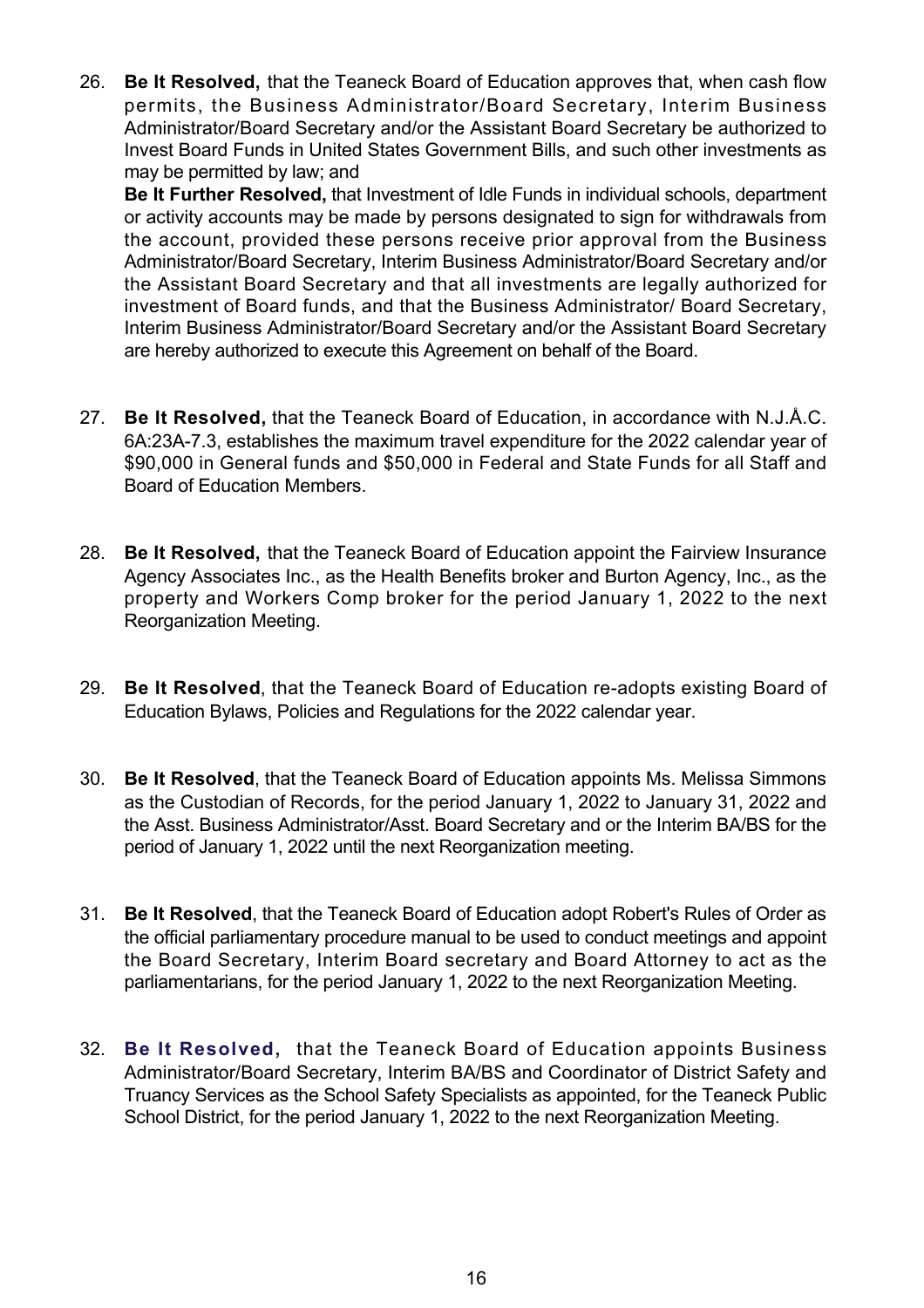26. **Be It Resolved,** that the Teaneck Board of Education approves that, when cash flow permits, the Business Administrator/Board Secretary, Interim Business Administrator/Board Secretary and/or the Assistant Board Secretary be authorized to Invest Board Funds in United States Government Bills, and such other investments as may be permitted by law; and

    **Be It Further Resolved,** that Investment of Idle Funds in individual schools, department or activity accounts may be made by persons designated to sign for withdrawals from the account, provided these persons receive prior approval from the Business Administrator/Board Secretary, Interim Business Administrator/Board Secretary and/or the Assistant Board Secretary and that all investments are legally authorized for investment of Board funds, and that the Business Administrator/ Board Secretary, Interim Business Administrator/Board Secretary and/or the Assistant Board Secretary are hereby authorized to execute this Agreement on behalf of the Board.

27. **Be It Resolved,** that the Teaneck Board of Education, in accordance with N.J.Å.C. 6A:23A-7.3, establishes the maximum travel expenditure for the 2022 calendar year of $90,000 in General funds and $50,000 in Federal and State Funds for all Staff and Board of Education Members.

28. **Be It Resolved,** that the Teaneck Board of Education appoint the Fairview Insurance Agency Associates Inc., as the Health Benefits broker and Burton Agency, Inc., as the property and Workers Comp broker for the period January 1, 2022 to the next Reorganization Meeting.

29. **Be It Resolved**, that the Teaneck Board of Education re-adopts existing Board of Education Bylaws, Policies and Regulations for the 2022 calendar year.

30. **Be It Resolved**, that the Teaneck Board of Education appoints Ms. Melissa Simmons as the Custodian of Records, for the period January 1, 2022 to January 31, 2022 and the Asst. Business Administrator/Asst. Board Secretary and or the Interim BA/BS for the period of January 1, 2022 until the next Reorganization meeting.

31. **Be It Resolved**, that the Teaneck Board of Education adopt Robert's Rules of Order as the official parliamentary procedure manual to be used to conduct meetings and appoint the Board Secretary, Interim Board secretary and Board Attorney to act as the parliamentarians, for the period January 1, 2022 to the next Reorganization Meeting.

32. **Be It Resolved,** that the Teaneck Board of Education appoints Business Administrator/Board Secretary, Interim BA/BS and Coordinator of District Safety and Truancy Services as the School Safety Specialists as appointed, for the Teaneck Public School District, for the period January 1, 2022 to the next Reorganization Meeting.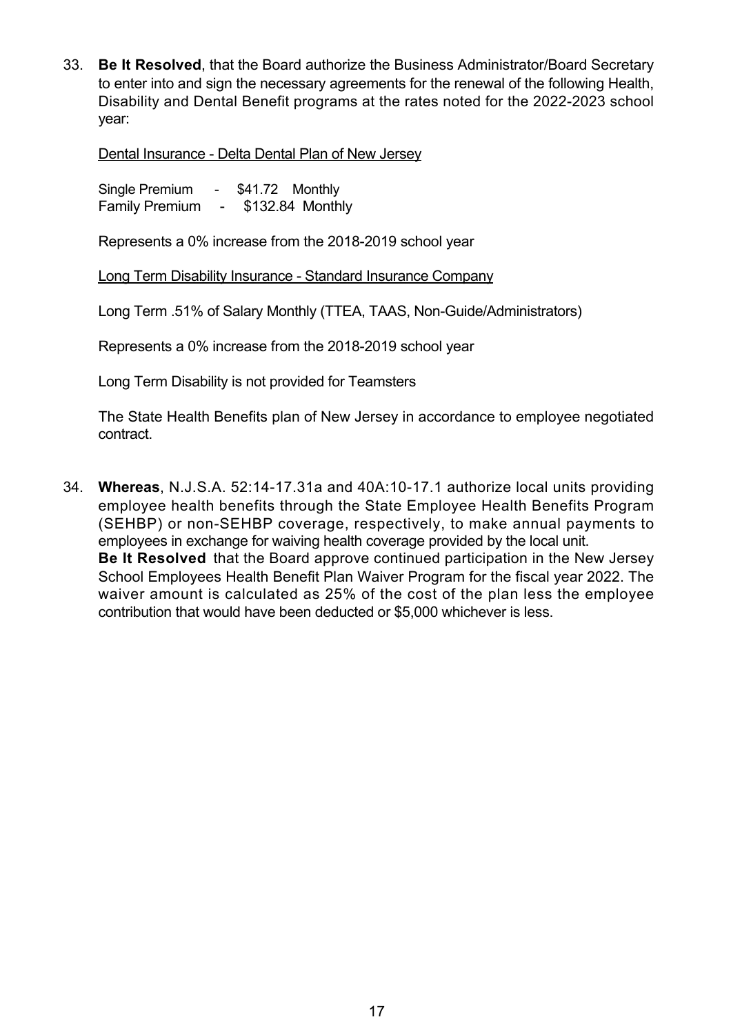33. **Be It Resolved**, that the Board authorize the Business Administrator/Board Secretary to enter into and sign the necessary agreements for the renewal of the following Health, Disability and Dental Benefit programs at the rates noted for the 2022-2023 school year:

    <u>Dental Insurance - Delta Dental Plan of New Jersey</u>

    Single Premium - $41.72 Monthly
    Family Premium - $132.84 Monthly

    Represents a 0% increase from the 2018-2019 school year

    <u>Long Term Disability Insurance - Standard Insurance Company</u>

    Long Term .51% of Salary Monthly (TTEA, TAAS, Non-Guide/Administrators)

    Represents a 0% increase from the 2018-2019 school year

    Long Term Disability is not provided for Teamsters

    The State Health Benefits plan of New Jersey in accordance to employee negotiated contract.

34. **Whereas**, N.J.S.A. 52:14-17.31a and 40A:10-17.1 authorize local units providing employee health benefits through the State Employee Health Benefits Program (SEHBP) or non-SEHBP coverage, respectively, to make annual payments to employees in exchange for waiving health coverage provided by the local unit.
    **Be It Resolved** that the Board approve continued participation in the New Jersey School Employees Health Benefit Plan Waiver Program for the fiscal year 2022. The waiver amount is calculated as 25% of the cost of the plan less the employee contribution that would have been deducted or $5,000 whichever is less.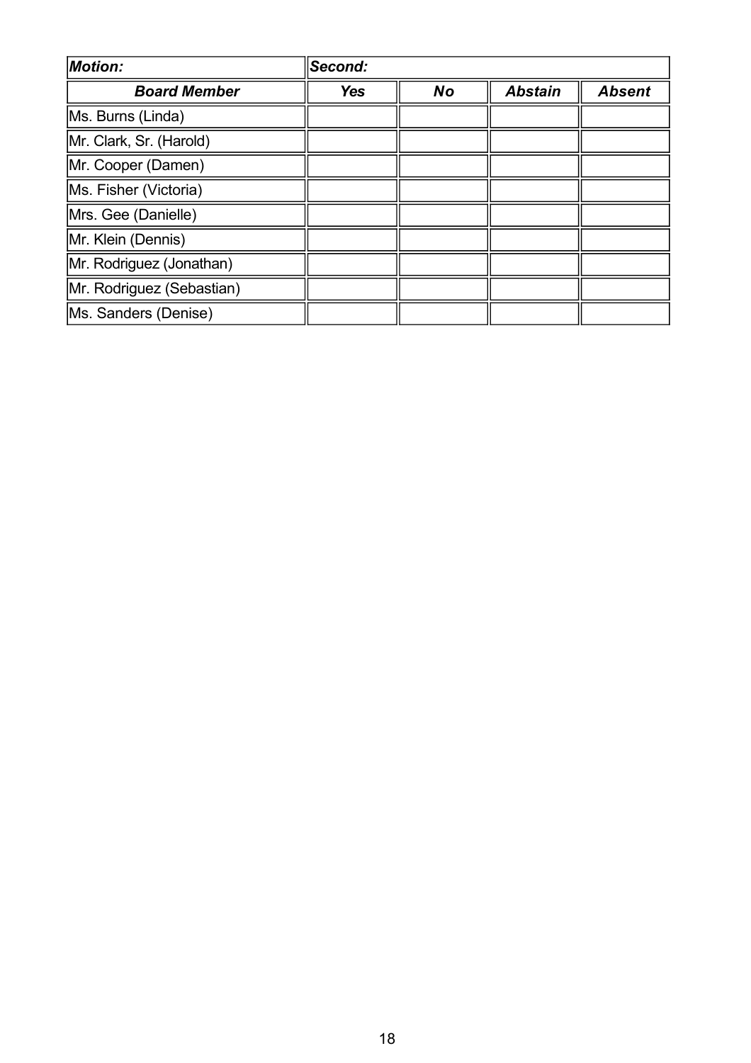| ***Motion:*** | ***Second:*** | | | |
|---|---|---|---|---|
| ***Board Member*** | ***Yes*** | ***No*** | ***Abstain*** | ***Absent*** |
| Ms. Burns (Linda) | | | | |
| Mr. Clark, Sr. (Harold) | | | | |
| Mr. Cooper (Damen) | | | | |
| Ms. Fisher (Victoria) | | | | |
| Mrs. Gee (Danielle) | | | | |
| Mr. Klein (Dennis) | | | | |
| Mr. Rodriguez (Jonathan) | | | | |
| Mr. Rodriguez (Sebastian) | | | | |
| Ms. Sanders (Denise) | | | | |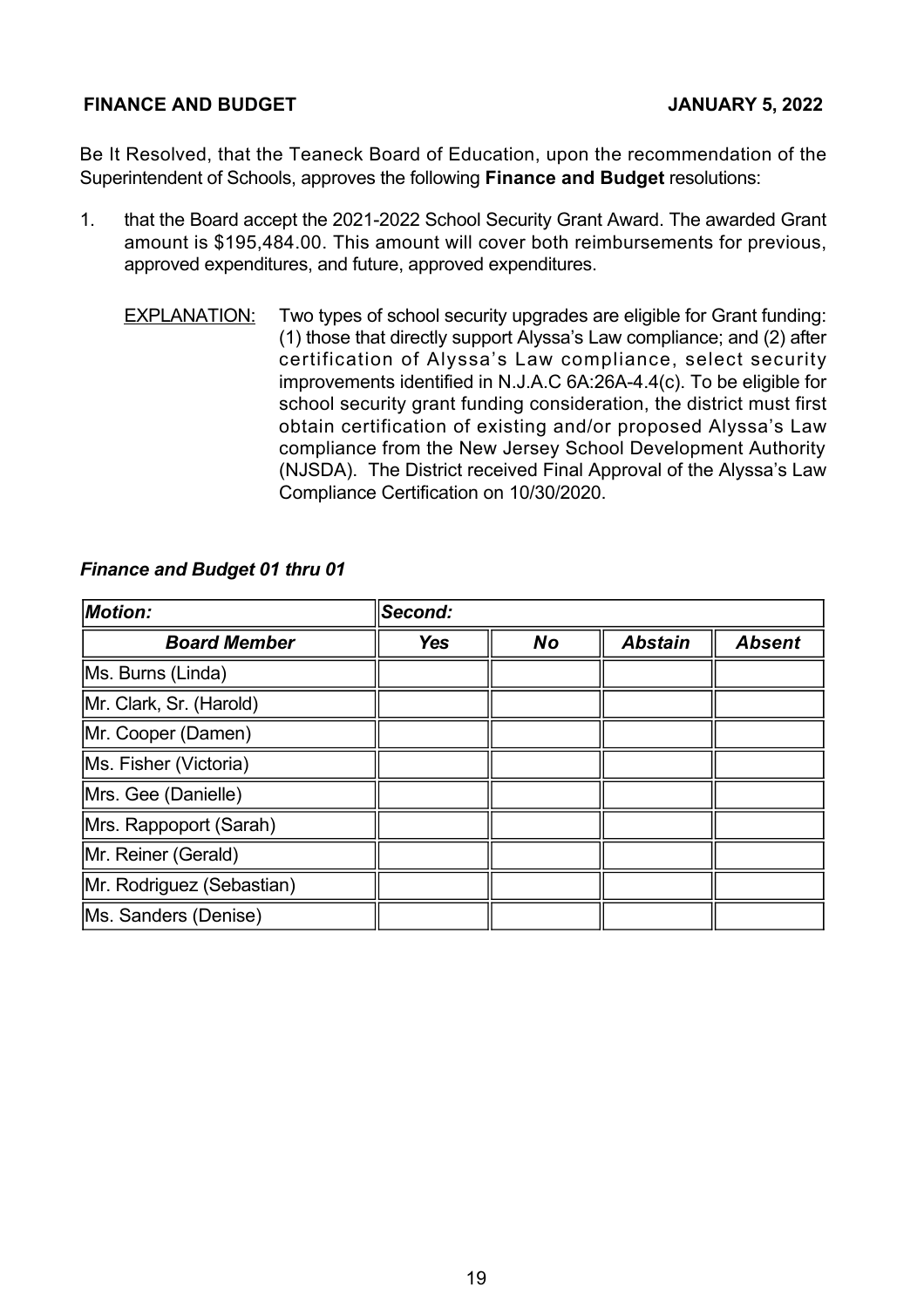**FINANCE AND BUDGET** **JANUARY 5, 2022**

Be It Resolved, that the Teaneck Board of Education, upon the recommendation of the Superintendent of Schools, approves the following **Finance and Budget** resolutions:

1. that the Board accept the 2021-2022 School Security Grant Award. The awarded Grant amount is $195,484.00. This amount will cover both reimbursements for previous, approved expenditures, and future, approved expenditures.

    EXPLANATION: Two types of school security upgrades are eligible for Grant funding: (1) those that directly support Alyssa's Law compliance; and (2) after certification of Alyssa's Law compliance, select security improvements identified in N.J.A.C 6A:26A-4.4(c). To be eligible for school security grant funding consideration, the district must first obtain certification of existing and/or proposed Alyssa's Law compliance from the New Jersey School Development Authority (NJSDA). The District received Final Approval of the Alyssa's Law Compliance Certification on 10/30/2020.

***Finance and Budget 01 thru 01***

| ***Motion:*** | ***Second:*** | | | |
|---|---|---|---|---|
| ***Board Member*** | ***Yes*** | ***No*** | ***Abstain*** | ***Absent*** |
| Ms. Burns (Linda) | | | | |
| Mr. Clark, Sr. (Harold) | | | | |
| Mr. Cooper (Damen) | | | | |
| Ms. Fisher (Victoria) | | | | |
| Mrs. Gee (Danielle) | | | | |
| Mrs. Rappoport (Sarah) | | | | |
| Mr. Reiner (Gerald) | | | | |
| Mr. Rodriguez (Sebastian) | | | | |
| Ms. Sanders (Denise) | | | | |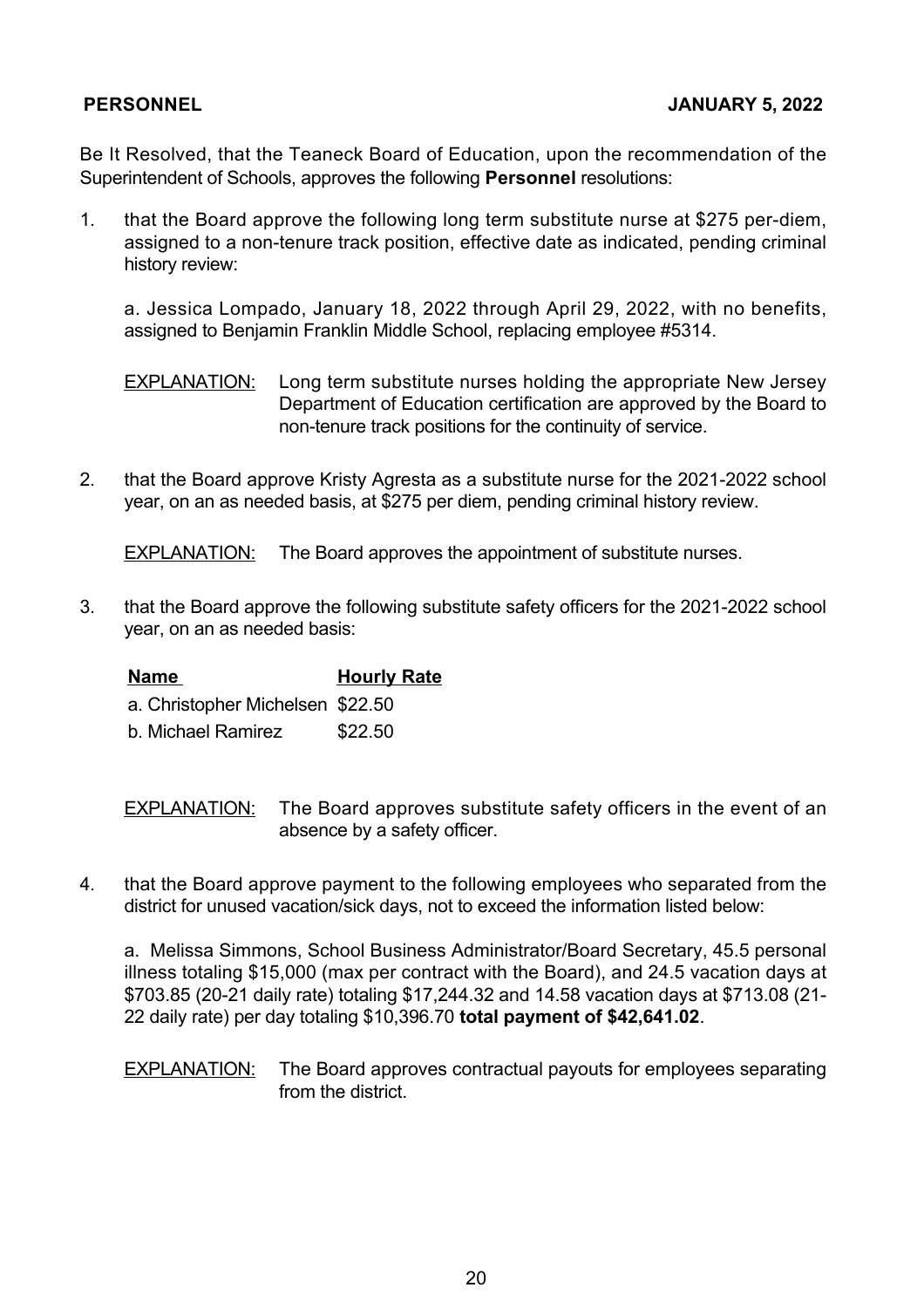**PERSONNEL** **JANUARY 5, 2022**

Be It Resolved, that the Teaneck Board of Education, upon the recommendation of the Superintendent of Schools, approves the following **Personnel** resolutions:

1. that the Board approve the following long term substitute nurse at $275 per-diem, assigned to a non-tenure track position, effective date as indicated, pending criminal history review:

   a. Jessica Lompado, January 18, 2022 through April 29, 2022, with no benefits, assigned to Benjamin Franklin Middle School, replacing employee #5314.

   EXPLANATION: Long term substitute nurses holding the appropriate New Jersey Department of Education certification are approved by the Board to non-tenure track positions for the continuity of service.

2. that the Board approve Kristy Agresta as a substitute nurse for the 2021-2022 school year, on an as needed basis, at $275 per diem, pending criminal history review.

   EXPLANATION: The Board approves the appointment of substitute nurses.

3. that the Board approve the following substitute safety officers for the 2021-2022 school year, on an as needed basis:

| Name | Hourly Rate |
|---|---|
| a. Christopher Michelsen | $22.50 |
| b. Michael Ramirez | $22.50 |

   EXPLANATION: The Board approves substitute safety officers in the event of an absence by a safety officer.

4. that the Board approve payment to the following employees who separated from the district for unused vacation/sick days, not to exceed the information listed below:

   a. Melissa Simmons, School Business Administrator/Board Secretary, 45.5 personal illness totaling $15,000 (max per contract with the Board), and 24.5 vacation days at $703.85 (20-21 daily rate) totaling $17,244.32 and 14.58 vacation days at $713.08 (21-22 daily rate) per day totaling $10,396.70 **total payment of $42,641.02**.

   EXPLANATION: The Board approves contractual payouts for employees separating from the district.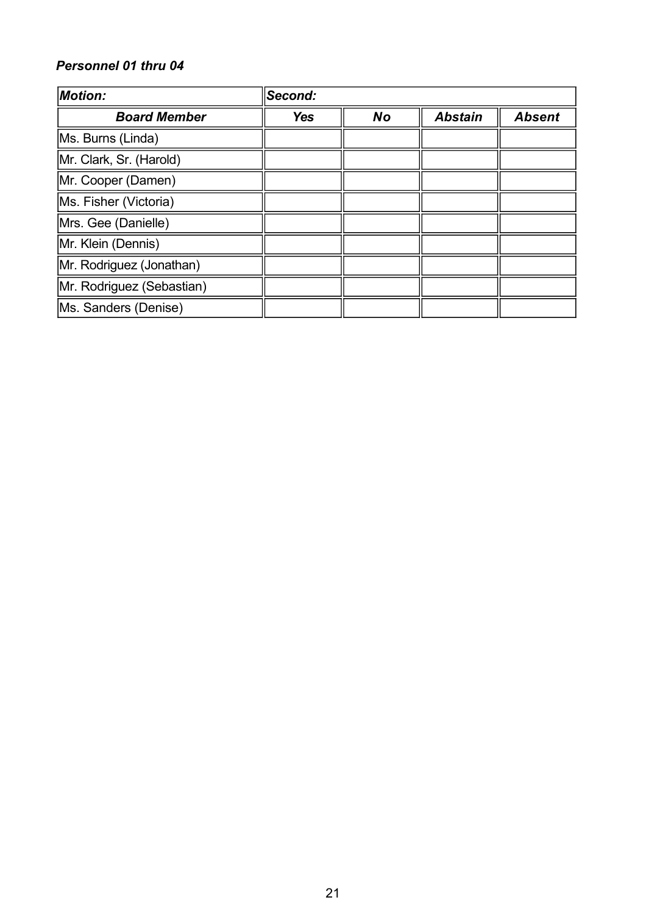***Personnel 01 thru 04***

| ***Motion:*** | ***Second:*** | | | |
|---|---|---|---|---|
| ***Board Member*** | ***Yes*** | ***No*** | ***Abstain*** | ***Absent*** |
| Ms. Burns (Linda) | | | | |
| Mr. Clark, Sr. (Harold) | | | | |
| Mr. Cooper (Damen) | | | | |
| Ms. Fisher (Victoria) | | | | |
| Mrs. Gee (Danielle) | | | | |
| Mr. Klein (Dennis) | | | | |
| Mr. Rodriguez (Jonathan) | | | | |
| Mr. Rodriguez (Sebastian) | | | | |
| Ms. Sanders (Denise) | | | | |